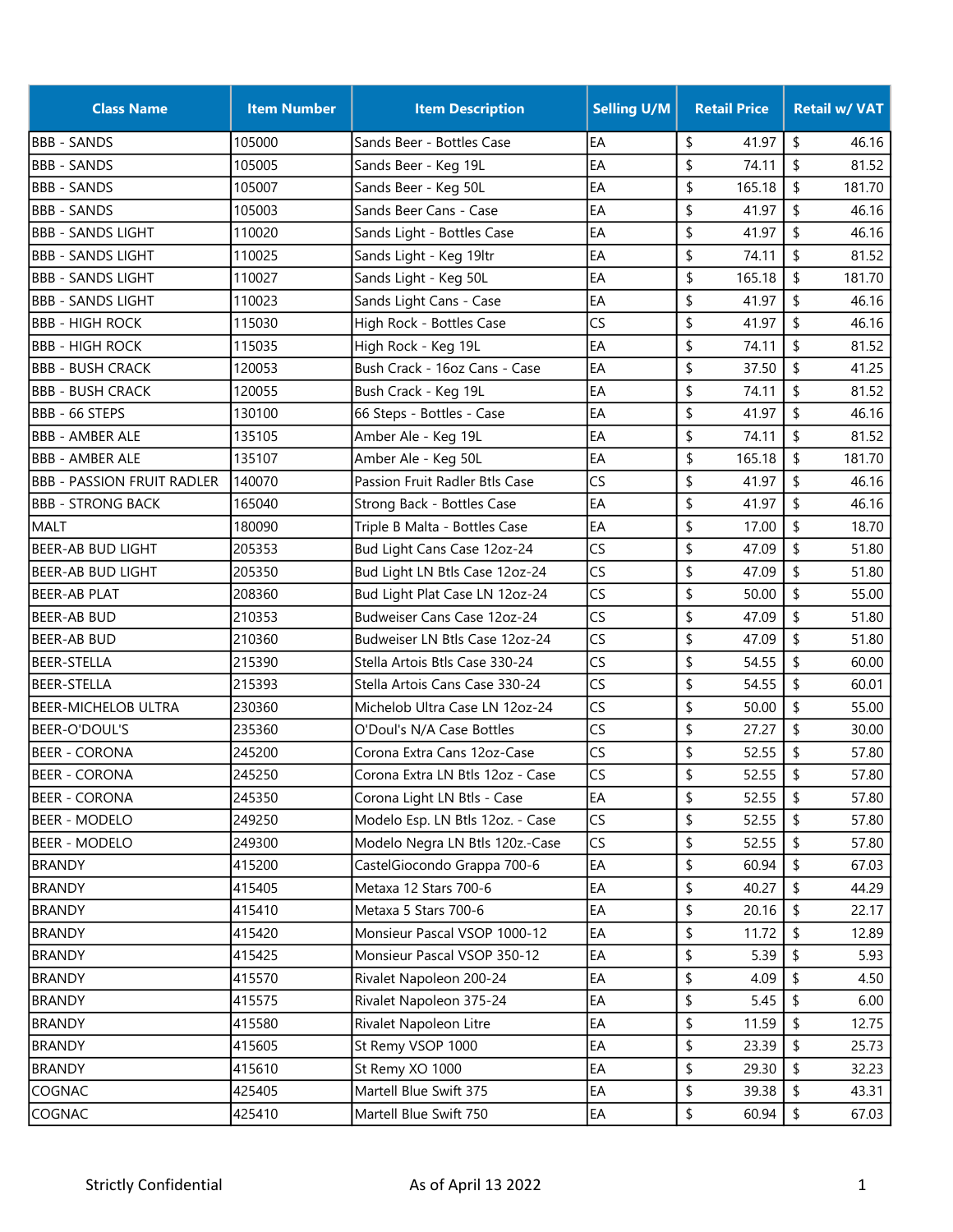| Class Name | Item Number | Item Description | Selling U/M | Retail Price | Retail w/ VAT |
|---|---|---|---|---|---|
| BBB - SANDS | 105000 | Sands Beer - Bottles Case | EA | $ 41.97 | $ 46.16 |
| BBB - SANDS | 105005 | Sands Beer - Keg 19L | EA | $ 74.11 | $ 81.52 |
| BBB - SANDS | 105007 | Sands Beer - Keg 50L | EA | $ 165.18 | $ 181.70 |
| BBB - SANDS | 105003 | Sands Beer Cans - Case | EA | $ 41.97 | $ 46.16 |
| BBB - SANDS LIGHT | 110020 | Sands Light - Bottles Case | EA | $ 41.97 | $ 46.16 |
| BBB - SANDS LIGHT | 110025 | Sands Light - Keg 19ltr | EA | $ 74.11 | $ 81.52 |
| BBB - SANDS LIGHT | 110027 | Sands Light - Keg 50L | EA | $ 165.18 | $ 181.70 |
| BBB - SANDS LIGHT | 110023 | Sands Light Cans - Case | EA | $ 41.97 | $ 46.16 |
| BBB - HIGH ROCK | 115030 | High Rock - Bottles Case | CS | $ 41.97 | $ 46.16 |
| BBB - HIGH ROCK | 115035 | High Rock - Keg 19L | EA | $ 74.11 | $ 81.52 |
| BBB - BUSH CRACK | 120053 | Bush Crack - 16oz Cans - Case | EA | $ 37.50 | $ 41.25 |
| BBB - BUSH CRACK | 120055 | Bush Crack - Keg 19L | EA | $ 74.11 | $ 81.52 |
| BBB - 66 STEPS | 130100 | 66 Steps - Bottles - Case | EA | $ 41.97 | $ 46.16 |
| BBB - AMBER ALE | 135105 | Amber Ale - Keg 19L | EA | $ 74.11 | $ 81.52 |
| BBB - AMBER ALE | 135107 | Amber Ale - Keg 50L | EA | $ 165.18 | $ 181.70 |
| BBB - PASSION FRUIT RADLER | 140070 | Passion Fruit Radler Btls Case | CS | $ 41.97 | $ 46.16 |
| BBB - STRONG BACK | 165040 | Strong Back - Bottles Case | EA | $ 41.97 | $ 46.16 |
| MALT | 180090 | Triple B Malta - Bottles Case | EA | $ 17.00 | $ 18.70 |
| BEER-AB BUD LIGHT | 205353 | Bud Light Cans Case 12oz-24 | CS | $ 47.09 | $ 51.80 |
| BEER-AB BUD LIGHT | 205350 | Bud Light LN Btls Case 12oz-24 | CS | $ 47.09 | $ 51.80 |
| BEER-AB PLAT | 208360 | Bud Light Plat Case LN 12oz-24 | CS | $ 50.00 | $ 55.00 |
| BEER-AB BUD | 210353 | Budweiser Cans Case 12oz-24 | CS | $ 47.09 | $ 51.80 |
| BEER-AB BUD | 210360 | Budweiser LN Btls Case 12oz-24 | CS | $ 47.09 | $ 51.80 |
| BEER-STELLA | 215390 | Stella Artois Btls Case 330-24 | CS | $ 54.55 | $ 60.00 |
| BEER-STELLA | 215393 | Stella Artois Cans Case 330-24 | CS | $ 54.55 | $ 60.01 |
| BEER-MICHELOB ULTRA | 230360 | Michelob Ultra Case LN 12oz-24 | CS | $ 50.00 | $ 55.00 |
| BEER-O'DOUL'S | 235360 | O'Doul's N/A Case Bottles | CS | $ 27.27 | $ 30.00 |
| BEER - CORONA | 245200 | Corona Extra Cans 12oz-Case | CS | $ 52.55 | $ 57.80 |
| BEER - CORONA | 245250 | Corona Extra LN Btls 12oz - Case | CS | $ 52.55 | $ 57.80 |
| BEER - CORONA | 245350 | Corona Light LN Btls - Case | EA | $ 52.55 | $ 57.80 |
| BEER - MODELO | 249250 | Modelo Esp. LN Btls 12oz. - Case | CS | $ 52.55 | $ 57.80 |
| BEER - MODELO | 249300 | Modelo Negra LN Btls 120z.-Case | CS | $ 52.55 | $ 57.80 |
| BRANDY | 415200 | CastelGiocondo Grappa 700-6 | EA | $ 60.94 | $ 67.03 |
| BRANDY | 415405 | Metaxa 12 Stars 700-6 | EA | $ 40.27 | $ 44.29 |
| BRANDY | 415410 | Metaxa 5 Stars 700-6 | EA | $ 20.16 | $ 22.17 |
| BRANDY | 415420 | Monsieur Pascal VSOP 1000-12 | EA | $ 11.72 | $ 12.89 |
| BRANDY | 415425 | Monsieur Pascal VSOP 350-12 | EA | $ 5.39 | $ 5.93 |
| BRANDY | 415570 | Rivalet Napoleon 200-24 | EA | $ 4.09 | $ 4.50 |
| BRANDY | 415575 | Rivalet Napoleon 375-24 | EA | $ 5.45 | $ 6.00 |
| BRANDY | 415580 | Rivalet Napoleon Litre | EA | $ 11.59 | $ 12.75 |
| BRANDY | 415605 | St Remy VSOP 1000 | EA | $ 23.39 | $ 25.73 |
| BRANDY | 415610 | St Remy XO 1000 | EA | $ 29.30 | $ 32.23 |
| COGNAC | 425405 | Martell Blue Swift 375 | EA | $ 39.38 | $ 43.31 |
| COGNAC | 425410 | Martell Blue Swift 750 | EA | $ 60.94 | $ 67.03 |

Strictly Confidential — As of April 13 2022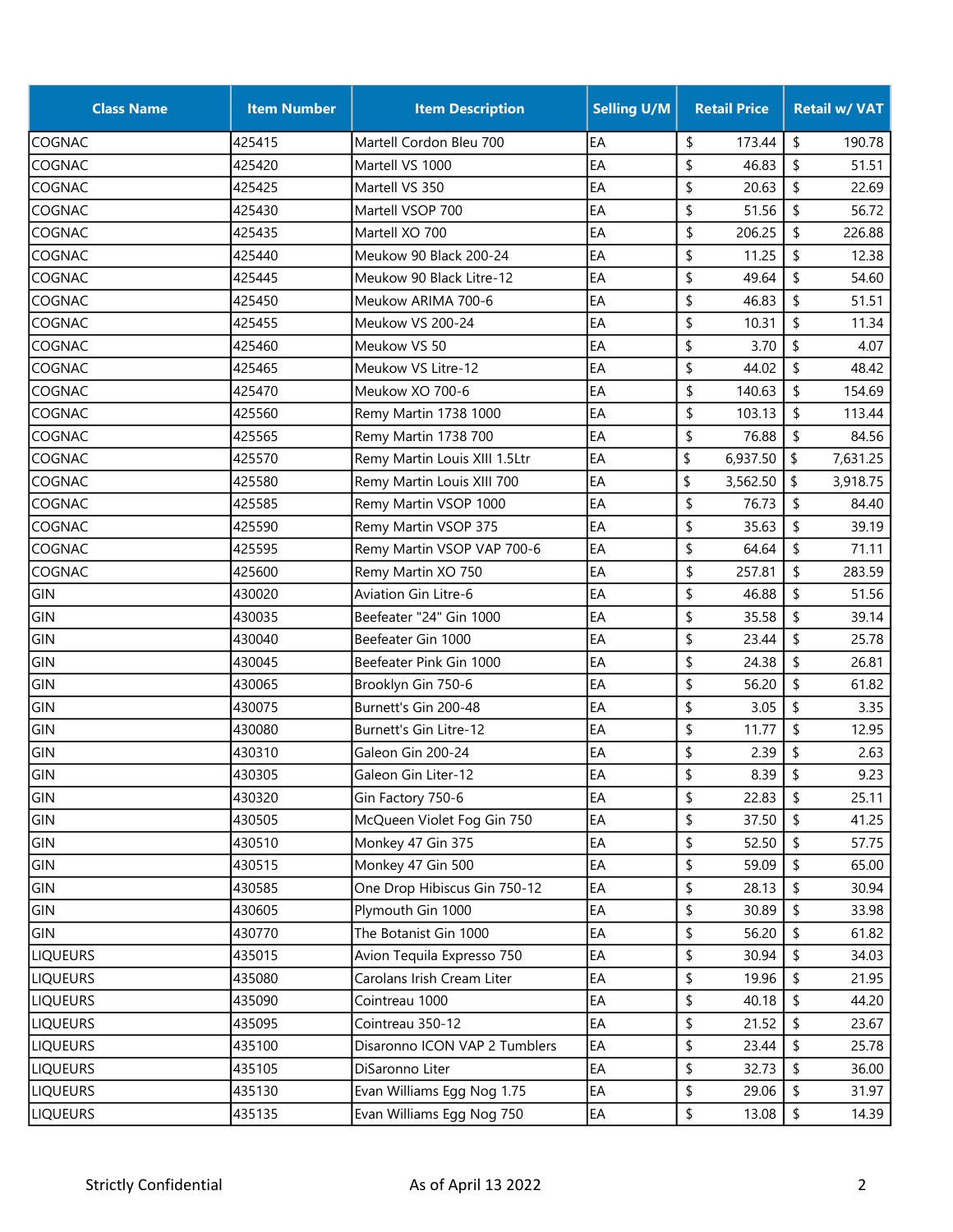| Class Name | Item Number | Item Description | Selling U/M | Retail Price | Retail w/ VAT |
|---|---|---|---|---|---|
| COGNAC | 425415 | Martell Cordon Bleu 700 | EA | $ 173.44 | $ 190.78 |
| COGNAC | 425420 | Martell VS 1000 | EA | $ 46.83 | $ 51.51 |
| COGNAC | 425425 | Martell VS 350 | EA | $ 20.63 | $ 22.69 |
| COGNAC | 425430 | Martell VSOP 700 | EA | $ 51.56 | $ 56.72 |
| COGNAC | 425435 | Martell XO 700 | EA | $ 206.25 | $ 226.88 |
| COGNAC | 425440 | Meukow 90 Black 200-24 | EA | $ 11.25 | $ 12.38 |
| COGNAC | 425445 | Meukow 90 Black Litre-12 | EA | $ 49.64 | $ 54.60 |
| COGNAC | 425450 | Meukow ARIMA 700-6 | EA | $ 46.83 | $ 51.51 |
| COGNAC | 425455 | Meukow VS 200-24 | EA | $ 10.31 | $ 11.34 |
| COGNAC | 425460 | Meukow VS 50 | EA | $ 3.70 | $ 4.07 |
| COGNAC | 425465 | Meukow VS Litre-12 | EA | $ 44.02 | $ 48.42 |
| COGNAC | 425470 | Meukow XO 700-6 | EA | $ 140.63 | $ 154.69 |
| COGNAC | 425560 | Remy Martin 1738 1000 | EA | $ 103.13 | $ 113.44 |
| COGNAC | 425565 | Remy Martin 1738 700 | EA | $ 76.88 | $ 84.56 |
| COGNAC | 425570 | Remy Martin Louis XIII 1.5Ltr | EA | $ 6,937.50 | $ 7,631.25 |
| COGNAC | 425580 | Remy Martin Louis XIII 700 | EA | $ 3,562.50 | $ 3,918.75 |
| COGNAC | 425585 | Remy Martin VSOP 1000 | EA | $ 76.73 | $ 84.40 |
| COGNAC | 425590 | Remy Martin VSOP 375 | EA | $ 35.63 | $ 39.19 |
| COGNAC | 425595 | Remy Martin VSOP VAP 700-6 | EA | $ 64.64 | $ 71.11 |
| COGNAC | 425600 | Remy Martin XO 750 | EA | $ 257.81 | $ 283.59 |
| GIN | 430020 | Aviation Gin Litre-6 | EA | $ 46.88 | $ 51.56 |
| GIN | 430035 | Beefeater "24" Gin 1000 | EA | $ 35.58 | $ 39.14 |
| GIN | 430040 | Beefeater Gin 1000 | EA | $ 23.44 | $ 25.78 |
| GIN | 430045 | Beefeater Pink Gin 1000 | EA | $ 24.38 | $ 26.81 |
| GIN | 430065 | Brooklyn Gin 750-6 | EA | $ 56.20 | $ 61.82 |
| GIN | 430075 | Burnett's Gin 200-48 | EA | $ 3.05 | $ 3.35 |
| GIN | 430080 | Burnett's Gin Litre-12 | EA | $ 11.77 | $ 12.95 |
| GIN | 430310 | Galeon Gin 200-24 | EA | $ 2.39 | $ 2.63 |
| GIN | 430305 | Galeon Gin Liter-12 | EA | $ 8.39 | $ 9.23 |
| GIN | 430320 | Gin Factory 750-6 | EA | $ 22.83 | $ 25.11 |
| GIN | 430505 | McQueen Violet Fog Gin 750 | EA | $ 37.50 | $ 41.25 |
| GIN | 430510 | Monkey 47 Gin 375 | EA | $ 52.50 | $ 57.75 |
| GIN | 430515 | Monkey 47 Gin 500 | EA | $ 59.09 | $ 65.00 |
| GIN | 430585 | One Drop Hibiscus Gin 750-12 | EA | $ 28.13 | $ 30.94 |
| GIN | 430605 | Plymouth Gin 1000 | EA | $ 30.89 | $ 33.98 |
| GIN | 430770 | The Botanist Gin 1000 | EA | $ 56.20 | $ 61.82 |
| LIQUEURS | 435015 | Avion Tequila Expresso 750 | EA | $ 30.94 | $ 34.03 |
| LIQUEURS | 435080 | Carolans Irish Cream Liter | EA | $ 19.96 | $ 21.95 |
| LIQUEURS | 435090 | Cointreau 1000 | EA | $ 40.18 | $ 44.20 |
| LIQUEURS | 435095 | Cointreau 350-12 | EA | $ 21.52 | $ 23.67 |
| LIQUEURS | 435100 | Disaronno ICON VAP 2 Tumblers | EA | $ 23.44 | $ 25.78 |
| LIQUEURS | 435105 | DiSaronno Liter | EA | $ 32.73 | $ 36.00 |
| LIQUEURS | 435130 | Evan Williams Egg Nog 1.75 | EA | $ 29.06 | $ 31.97 |
| LIQUEURS | 435135 | Evan Williams Egg Nog 750 | EA | $ 13.08 | $ 14.39 |

Strictly Confidential    As of April 13 2022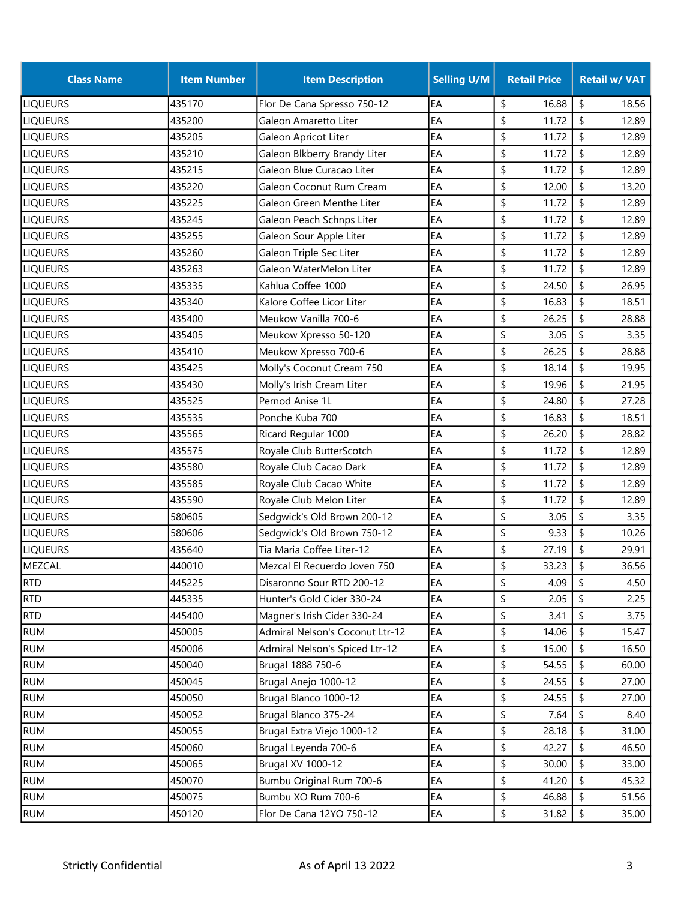| Class Name | Item Number | Item Description | Selling U/M | Retail Price | Retail w/ VAT |
|---|---|---|---|---|---|
| LIQUEURS | 435170 | Flor De Cana Spresso 750-12 | EA | $ 16.88 | $ 18.56 |
| LIQUEURS | 435200 | Galeon Amaretto Liter | EA | $ 11.72 | $ 12.89 |
| LIQUEURS | 435205 | Galeon Apricot Liter | EA | $ 11.72 | $ 12.89 |
| LIQUEURS | 435210 | Galeon Blkberry Brandy Liter | EA | $ 11.72 | $ 12.89 |
| LIQUEURS | 435215 | Galeon Blue Curacao Liter | EA | $ 11.72 | $ 12.89 |
| LIQUEURS | 435220 | Galeon Coconut Rum Cream | EA | $ 12.00 | $ 13.20 |
| LIQUEURS | 435225 | Galeon Green Menthe Liter | EA | $ 11.72 | $ 12.89 |
| LIQUEURS | 435245 | Galeon Peach Schnps Liter | EA | $ 11.72 | $ 12.89 |
| LIQUEURS | 435255 | Galeon Sour Apple Liter | EA | $ 11.72 | $ 12.89 |
| LIQUEURS | 435260 | Galeon Triple Sec Liter | EA | $ 11.72 | $ 12.89 |
| LIQUEURS | 435263 | Galeon WaterMelon Liter | EA | $ 11.72 | $ 12.89 |
| LIQUEURS | 435335 | Kahlua Coffee 1000 | EA | $ 24.50 | $ 26.95 |
| LIQUEURS | 435340 | Kalore Coffee Licor Liter | EA | $ 16.83 | $ 18.51 |
| LIQUEURS | 435400 | Meukow Vanilla 700-6 | EA | $ 26.25 | $ 28.88 |
| LIQUEURS | 435405 | Meukow Xpresso 50-120 | EA | $ 3.05 | $ 3.35 |
| LIQUEURS | 435410 | Meukow Xpresso 700-6 | EA | $ 26.25 | $ 28.88 |
| LIQUEURS | 435425 | Molly's Coconut Cream 750 | EA | $ 18.14 | $ 19.95 |
| LIQUEURS | 435430 | Molly's Irish Cream Liter | EA | $ 19.96 | $ 21.95 |
| LIQUEURS | 435525 | Pernod Anise 1L | EA | $ 24.80 | $ 27.28 |
| LIQUEURS | 435535 | Ponche Kuba 700 | EA | $ 16.83 | $ 18.51 |
| LIQUEURS | 435565 | Ricard Regular 1000 | EA | $ 26.20 | $ 28.82 |
| LIQUEURS | 435575 | Royale Club ButterScotch | EA | $ 11.72 | $ 12.89 |
| LIQUEURS | 435580 | Royale Club Cacao Dark | EA | $ 11.72 | $ 12.89 |
| LIQUEURS | 435585 | Royale Club Cacao White | EA | $ 11.72 | $ 12.89 |
| LIQUEURS | 435590 | Royale Club Melon Liter | EA | $ 11.72 | $ 12.89 |
| LIQUEURS | 580605 | Sedgwick's Old Brown 200-12 | EA | $ 3.05 | $ 3.35 |
| LIQUEURS | 580606 | Sedgwick's Old Brown 750-12 | EA | $ 9.33 | $ 10.26 |
| LIQUEURS | 435640 | Tia Maria Coffee Liter-12 | EA | $ 27.19 | $ 29.91 |
| MEZCAL | 440010 | Mezcal El Recuerdo Joven 750 | EA | $ 33.23 | $ 36.56 |
| RTD | 445225 | Disaronno Sour RTD 200-12 | EA | $ 4.09 | $ 4.50 |
| RTD | 445335 | Hunter's Gold Cider 330-24 | EA | $ 2.05 | $ 2.25 |
| RTD | 445400 | Magner's Irish Cider 330-24 | EA | $ 3.41 | $ 3.75 |
| RUM | 450005 | Admiral Nelson's Coconut Ltr-12 | EA | $ 14.06 | $ 15.47 |
| RUM | 450006 | Admiral Nelson's Spiced Ltr-12 | EA | $ 15.00 | $ 16.50 |
| RUM | 450040 | Brugal 1888 750-6 | EA | $ 54.55 | $ 60.00 |
| RUM | 450045 | Brugal Anejo 1000-12 | EA | $ 24.55 | $ 27.00 |
| RUM | 450050 | Brugal Blanco 1000-12 | EA | $ 24.55 | $ 27.00 |
| RUM | 450052 | Brugal Blanco 375-24 | EA | $ 7.64 | $ 8.40 |
| RUM | 450055 | Brugal Extra Viejo 1000-12 | EA | $ 28.18 | $ 31.00 |
| RUM | 450060 | Brugal Leyenda 700-6 | EA | $ 42.27 | $ 46.50 |
| RUM | 450065 | Brugal XV 1000-12 | EA | $ 30.00 | $ 33.00 |
| RUM | 450070 | Bumbu Original Rum 700-6 | EA | $ 41.20 | $ 45.32 |
| RUM | 450075 | Bumbu XO Rum 700-6 | EA | $ 46.88 | $ 51.56 |
| RUM | 450120 | Flor De Cana 12YO 750-12 | EA | $ 31.82 | $ 35.00 |

Strictly Confidential　　As of April 13 2022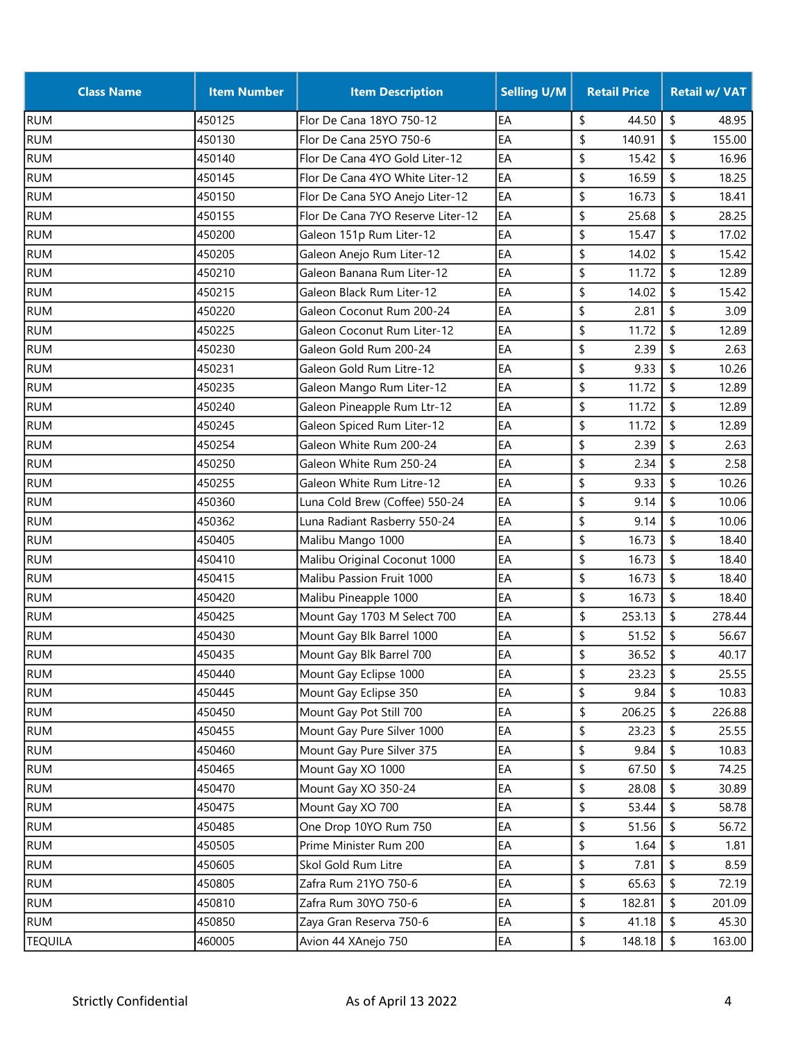| Class Name | Item Number | Item Description | Selling U/M | Retail Price | Retail w/ VAT |
|---|---|---|---|---|---|
| RUM | 450125 | Flor De Cana 18YO 750-12 | EA | $ 44.50 | $ 48.95 |
| RUM | 450130 | Flor De Cana 25YO 750-6 | EA | $ 140.91 | $ 155.00 |
| RUM | 450140 | Flor De Cana 4YO Gold Liter-12 | EA | $ 15.42 | $ 16.96 |
| RUM | 450145 | Flor De Cana 4YO White Liter-12 | EA | $ 16.59 | $ 18.25 |
| RUM | 450150 | Flor De Cana 5YO Anejo Liter-12 | EA | $ 16.73 | $ 18.41 |
| RUM | 450155 | Flor De Cana 7YO Reserve Liter-12 | EA | $ 25.68 | $ 28.25 |
| RUM | 450200 | Galeon 151p Rum Liter-12 | EA | $ 15.47 | $ 17.02 |
| RUM | 450205 | Galeon Anejo Rum Liter-12 | EA | $ 14.02 | $ 15.42 |
| RUM | 450210 | Galeon Banana Rum Liter-12 | EA | $ 11.72 | $ 12.89 |
| RUM | 450215 | Galeon Black Rum Liter-12 | EA | $ 14.02 | $ 15.42 |
| RUM | 450220 | Galeon Coconut Rum 200-24 | EA | $ 2.81 | $ 3.09 |
| RUM | 450225 | Galeon Coconut Rum Liter-12 | EA | $ 11.72 | $ 12.89 |
| RUM | 450230 | Galeon Gold Rum 200-24 | EA | $ 2.39 | $ 2.63 |
| RUM | 450231 | Galeon Gold Rum Litre-12 | EA | $ 9.33 | $ 10.26 |
| RUM | 450235 | Galeon Mango Rum Liter-12 | EA | $ 11.72 | $ 12.89 |
| RUM | 450240 | Galeon Pineapple Rum Ltr-12 | EA | $ 11.72 | $ 12.89 |
| RUM | 450245 | Galeon Spiced Rum Liter-12 | EA | $ 11.72 | $ 12.89 |
| RUM | 450254 | Galeon White Rum 200-24 | EA | $ 2.39 | $ 2.63 |
| RUM | 450250 | Galeon White Rum 250-24 | EA | $ 2.34 | $ 2.58 |
| RUM | 450255 | Galeon White Rum Litre-12 | EA | $ 9.33 | $ 10.26 |
| RUM | 450360 | Luna Cold Brew (Coffee) 550-24 | EA | $ 9.14 | $ 10.06 |
| RUM | 450362 | Luna Radiant Rasberry 550-24 | EA | $ 9.14 | $ 10.06 |
| RUM | 450405 | Malibu Mango 1000 | EA | $ 16.73 | $ 18.40 |
| RUM | 450410 | Malibu Original Coconut 1000 | EA | $ 16.73 | $ 18.40 |
| RUM | 450415 | Malibu Passion Fruit 1000 | EA | $ 16.73 | $ 18.40 |
| RUM | 450420 | Malibu Pineapple 1000 | EA | $ 16.73 | $ 18.40 |
| RUM | 450425 | Mount Gay 1703 M Select 700 | EA | $ 253.13 | $ 278.44 |
| RUM | 450430 | Mount Gay Blk Barrel 1000 | EA | $ 51.52 | $ 56.67 |
| RUM | 450435 | Mount Gay Blk Barrel 700 | EA | $ 36.52 | $ 40.17 |
| RUM | 450440 | Mount Gay Eclipse 1000 | EA | $ 23.23 | $ 25.55 |
| RUM | 450445 | Mount Gay Eclipse 350 | EA | $ 9.84 | $ 10.83 |
| RUM | 450450 | Mount Gay Pot Still 700 | EA | $ 206.25 | $ 226.88 |
| RUM | 450455 | Mount Gay Pure Silver 1000 | EA | $ 23.23 | $ 25.55 |
| RUM | 450460 | Mount Gay Pure Silver 375 | EA | $ 9.84 | $ 10.83 |
| RUM | 450465 | Mount Gay XO 1000 | EA | $ 67.50 | $ 74.25 |
| RUM | 450470 | Mount Gay XO 350-24 | EA | $ 28.08 | $ 30.89 |
| RUM | 450475 | Mount Gay XO 700 | EA | $ 53.44 | $ 58.78 |
| RUM | 450485 | One Drop 10YO Rum 750 | EA | $ 51.56 | $ 56.72 |
| RUM | 450505 | Prime Minister Rum 200 | EA | $ 1.64 | $ 1.81 |
| RUM | 450605 | Skol Gold Rum Litre | EA | $ 7.81 | $ 8.59 |
| RUM | 450805 | Zafra Rum 21YO 750-6 | EA | $ 65.63 | $ 72.19 |
| RUM | 450810 | Zafra Rum 30YO 750-6 | EA | $ 182.81 | $ 201.09 |
| RUM | 450850 | Zaya Gran Reserva 750-6 | EA | $ 41.18 | $ 45.30 |
| TEQUILA | 460005 | Avion 44 XAnejo 750 | EA | $ 148.18 | $ 163.00 |

Strictly Confidential    As of April 13 2022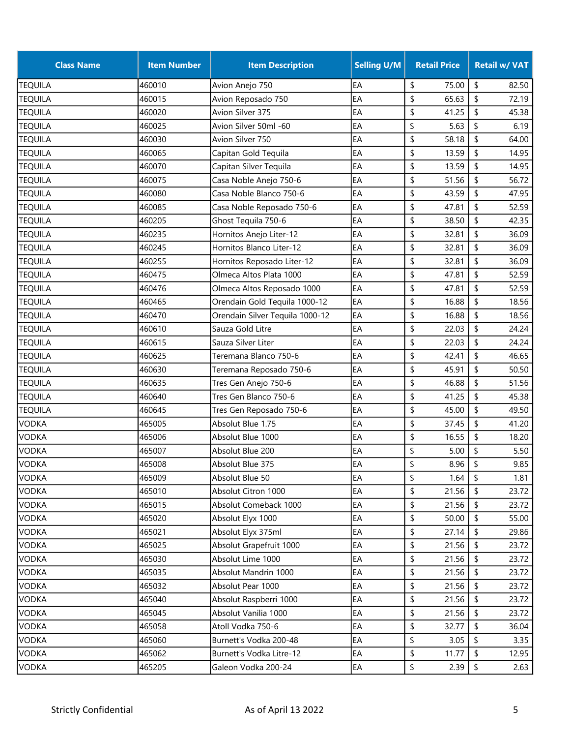| Class Name | Item Number | Item Description | Selling U/M | Retail Price | Retail w/ VAT |
|---|---|---|---|---|---|
| TEQUILA | 460010 | Avion Anejo 750 | EA | $ 75.00 | $ 82.50 |
| TEQUILA | 460015 | Avion Reposado 750 | EA | $ 65.63 | $ 72.19 |
| TEQUILA | 460020 | Avion Silver 375 | EA | $ 41.25 | $ 45.38 |
| TEQUILA | 460025 | Avion Silver 50ml -60 | EA | $ 5.63 | $ 6.19 |
| TEQUILA | 460030 | Avion Silver 750 | EA | $ 58.18 | $ 64.00 |
| TEQUILA | 460065 | Capitan Gold Tequila | EA | $ 13.59 | $ 14.95 |
| TEQUILA | 460070 | Capitan Silver Tequila | EA | $ 13.59 | $ 14.95 |
| TEQUILA | 460075 | Casa Noble Anejo 750-6 | EA | $ 51.56 | $ 56.72 |
| TEQUILA | 460080 | Casa Noble Blanco 750-6 | EA | $ 43.59 | $ 47.95 |
| TEQUILA | 460085 | Casa Noble Reposado 750-6 | EA | $ 47.81 | $ 52.59 |
| TEQUILA | 460205 | Ghost Tequila 750-6 | EA | $ 38.50 | $ 42.35 |
| TEQUILA | 460235 | Hornitos Anejo Liter-12 | EA | $ 32.81 | $ 36.09 |
| TEQUILA | 460245 | Hornitos Blanco Liter-12 | EA | $ 32.81 | $ 36.09 |
| TEQUILA | 460255 | Hornitos Reposado Liter-12 | EA | $ 32.81 | $ 36.09 |
| TEQUILA | 460475 | Olmeca Altos Plata 1000 | EA | $ 47.81 | $ 52.59 |
| TEQUILA | 460476 | Olmeca Altos Reposado 1000 | EA | $ 47.81 | $ 52.59 |
| TEQUILA | 460465 | Orendain Gold Tequila 1000-12 | EA | $ 16.88 | $ 18.56 |
| TEQUILA | 460470 | Orendain Silver Tequila 1000-12 | EA | $ 16.88 | $ 18.56 |
| TEQUILA | 460610 | Sauza Gold Litre | EA | $ 22.03 | $ 24.24 |
| TEQUILA | 460615 | Sauza Silver Liter | EA | $ 22.03 | $ 24.24 |
| TEQUILA | 460625 | Teremana Blanco 750-6 | EA | $ 42.41 | $ 46.65 |
| TEQUILA | 460630 | Teremana Reposado 750-6 | EA | $ 45.91 | $ 50.50 |
| TEQUILA | 460635 | Tres Gen Anejo 750-6 | EA | $ 46.88 | $ 51.56 |
| TEQUILA | 460640 | Tres Gen Blanco 750-6 | EA | $ 41.25 | $ 45.38 |
| TEQUILA | 460645 | Tres Gen Reposado 750-6 | EA | $ 45.00 | $ 49.50 |
| VODKA | 465005 | Absolut Blue 1.75 | EA | $ 37.45 | $ 41.20 |
| VODKA | 465006 | Absolut Blue 1000 | EA | $ 16.55 | $ 18.20 |
| VODKA | 465007 | Absolut Blue 200 | EA | $ 5.00 | $ 5.50 |
| VODKA | 465008 | Absolut Blue 375 | EA | $ 8.96 | $ 9.85 |
| VODKA | 465009 | Absolut Blue 50 | EA | $ 1.64 | $ 1.81 |
| VODKA | 465010 | Absolut Citron 1000 | EA | $ 21.56 | $ 23.72 |
| VODKA | 465015 | Absolut Comeback 1000 | EA | $ 21.56 | $ 23.72 |
| VODKA | 465020 | Absolut Elyx 1000 | EA | $ 50.00 | $ 55.00 |
| VODKA | 465021 | Absolut Elyx 375ml | EA | $ 27.14 | $ 29.86 |
| VODKA | 465025 | Absolut Grapefruit 1000 | EA | $ 21.56 | $ 23.72 |
| VODKA | 465030 | Absolut Lime 1000 | EA | $ 21.56 | $ 23.72 |
| VODKA | 465035 | Absolut Mandrin 1000 | EA | $ 21.56 | $ 23.72 |
| VODKA | 465032 | Absolut Pear 1000 | EA | $ 21.56 | $ 23.72 |
| VODKA | 465040 | Absolut Raspberri 1000 | EA | $ 21.56 | $ 23.72 |
| VODKA | 465045 | Absolut Vanilia 1000 | EA | $ 21.56 | $ 23.72 |
| VODKA | 465058 | Atoll Vodka 750-6 | EA | $ 32.77 | $ 36.04 |
| VODKA | 465060 | Burnett's Vodka 200-48 | EA | $ 3.05 | $ 3.35 |
| VODKA | 465062 | Burnett's Vodka Litre-12 | EA | $ 11.77 | $ 12.95 |
| VODKA | 465205 | Galeon Vodka 200-24 | EA | $ 2.39 | $ 2.63 |

Strictly Confidential As of April 13 2022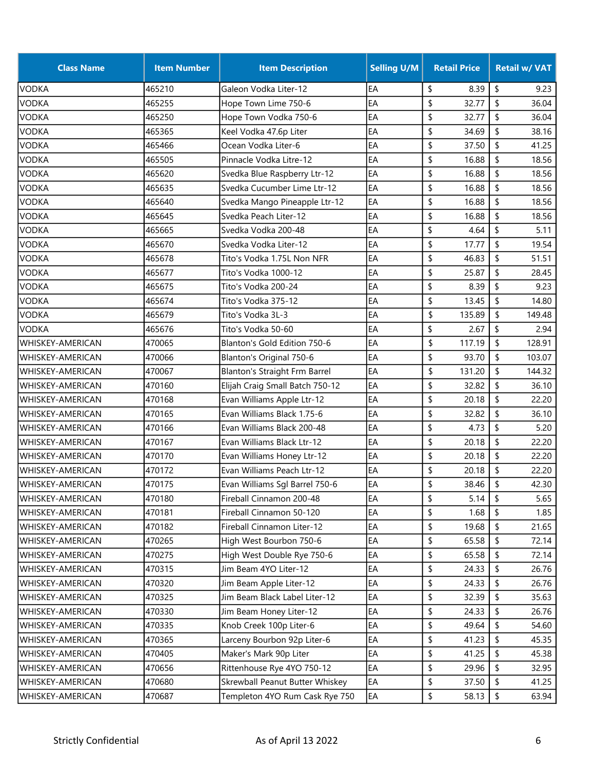| Class Name | Item Number | Item Description | Selling U/M | Retail Price | Retail w/ VAT |
|---|---|---|---|---|---|
| VODKA | 465210 | Galeon Vodka Liter-12 | EA | $ 8.39 | $ 9.23 |
| VODKA | 465255 | Hope Town Lime 750-6 | EA | $ 32.77 | $ 36.04 |
| VODKA | 465250 | Hope Town Vodka 750-6 | EA | $ 32.77 | $ 36.04 |
| VODKA | 465365 | Keel Vodka 47.6p Liter | EA | $ 34.69 | $ 38.16 |
| VODKA | 465466 | Ocean Vodka Liter-6 | EA | $ 37.50 | $ 41.25 |
| VODKA | 465505 | Pinnacle Vodka Litre-12 | EA | $ 16.88 | $ 18.56 |
| VODKA | 465620 | Svedka Blue Raspberry Ltr-12 | EA | $ 16.88 | $ 18.56 |
| VODKA | 465635 | Svedka Cucumber Lime Ltr-12 | EA | $ 16.88 | $ 18.56 |
| VODKA | 465640 | Svedka Mango Pineapple Ltr-12 | EA | $ 16.88 | $ 18.56 |
| VODKA | 465645 | Svedka Peach Liter-12 | EA | $ 16.88 | $ 18.56 |
| VODKA | 465665 | Svedka Vodka 200-48 | EA | $ 4.64 | $ 5.11 |
| VODKA | 465670 | Svedka Vodka Liter-12 | EA | $ 17.77 | $ 19.54 |
| VODKA | 465678 | Tito's Vodka 1.75L Non NFR | EA | $ 46.83 | $ 51.51 |
| VODKA | 465677 | Tito's Vodka 1000-12 | EA | $ 25.87 | $ 28.45 |
| VODKA | 465675 | Tito's Vodka 200-24 | EA | $ 8.39 | $ 9.23 |
| VODKA | 465674 | Tito's Vodka 375-12 | EA | $ 13.45 | $ 14.80 |
| VODKA | 465679 | Tito's Vodka 3L-3 | EA | $ 135.89 | $ 149.48 |
| VODKA | 465676 | Tito's Vodka 50-60 | EA | $ 2.67 | $ 2.94 |
| WHISKEY-AMERICAN | 470065 | Blanton's Gold Edition 750-6 | EA | $ 117.19 | $ 128.91 |
| WHISKEY-AMERICAN | 470066 | Blanton's Original 750-6 | EA | $ 93.70 | $ 103.07 |
| WHISKEY-AMERICAN | 470067 | Blanton's Straight Frm Barrel | EA | $ 131.20 | $ 144.32 |
| WHISKEY-AMERICAN | 470160 | Elijah Craig Small Batch 750-12 | EA | $ 32.82 | $ 36.10 |
| WHISKEY-AMERICAN | 470168 | Evan Williams Apple Ltr-12 | EA | $ 20.18 | $ 22.20 |
| WHISKEY-AMERICAN | 470165 | Evan Williams Black 1.75-6 | EA | $ 32.82 | $ 36.10 |
| WHISKEY-AMERICAN | 470166 | Evan Williams Black 200-48 | EA | $ 4.73 | $ 5.20 |
| WHISKEY-AMERICAN | 470167 | Evan Williams Black Ltr-12 | EA | $ 20.18 | $ 22.20 |
| WHISKEY-AMERICAN | 470170 | Evan Williams Honey Ltr-12 | EA | $ 20.18 | $ 22.20 |
| WHISKEY-AMERICAN | 470172 | Evan Williams Peach Ltr-12 | EA | $ 20.18 | $ 22.20 |
| WHISKEY-AMERICAN | 470175 | Evan Williams Sgl Barrel 750-6 | EA | $ 38.46 | $ 42.30 |
| WHISKEY-AMERICAN | 470180 | Fireball Cinnamon 200-48 | EA | $ 5.14 | $ 5.65 |
| WHISKEY-AMERICAN | 470181 | Fireball Cinnamon 50-120 | EA | $ 1.68 | $ 1.85 |
| WHISKEY-AMERICAN | 470182 | Fireball Cinnamon Liter-12 | EA | $ 19.68 | $ 21.65 |
| WHISKEY-AMERICAN | 470265 | High West Bourbon 750-6 | EA | $ 65.58 | $ 72.14 |
| WHISKEY-AMERICAN | 470275 | High West Double Rye 750-6 | EA | $ 65.58 | $ 72.14 |
| WHISKEY-AMERICAN | 470315 | Jim Beam 4YO Liter-12 | EA | $ 24.33 | $ 26.76 |
| WHISKEY-AMERICAN | 470320 | Jim Beam Apple Liter-12 | EA | $ 24.33 | $ 26.76 |
| WHISKEY-AMERICAN | 470325 | Jim Beam Black Label Liter-12 | EA | $ 32.39 | $ 35.63 |
| WHISKEY-AMERICAN | 470330 | Jim Beam Honey Liter-12 | EA | $ 24.33 | $ 26.76 |
| WHISKEY-AMERICAN | 470335 | Knob Creek 100p Liter-6 | EA | $ 49.64 | $ 54.60 |
| WHISKEY-AMERICAN | 470365 | Larceny Bourbon 92p Liter-6 | EA | $ 41.23 | $ 45.35 |
| WHISKEY-AMERICAN | 470405 | Maker's Mark 90p Liter | EA | $ 41.25 | $ 45.38 |
| WHISKEY-AMERICAN | 470656 | Rittenhouse Rye 4YO 750-12 | EA | $ 29.96 | $ 32.95 |
| WHISKEY-AMERICAN | 470680 | Skrewball Peanut Butter Whiskey | EA | $ 37.50 | $ 41.25 |
| WHISKEY-AMERICAN | 470687 | Templeton 4YO Rum Cask Rye 750 | EA | $ 58.13 | $ 63.94 |

Strictly Confidential — As of April 13 2022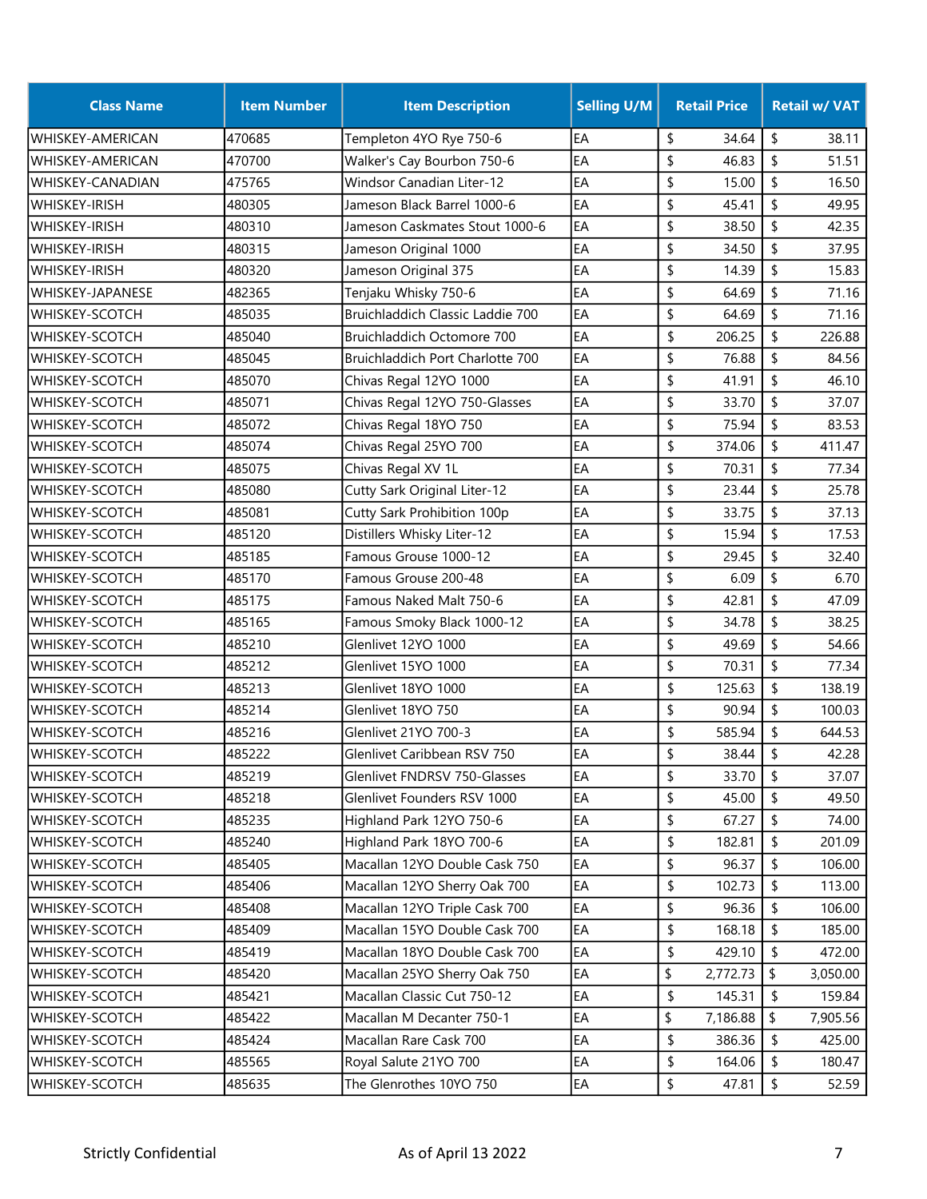| Class Name | Item Number | Item Description | Selling U/M | Retail Price | Retail w/ VAT |
|---|---|---|---|---|---|
| WHISKEY-AMERICAN | 470685 | Templeton 4YO Rye 750-6 | EA | $ 34.64 | $ 38.11 |
| WHISKEY-AMERICAN | 470700 | Walker's Cay Bourbon 750-6 | EA | $ 46.83 | $ 51.51 |
| WHISKEY-CANADIAN | 475765 | Windsor Canadian Liter-12 | EA | $ 15.00 | $ 16.50 |
| WHISKEY-IRISH | 480305 | Jameson Black Barrel 1000-6 | EA | $ 45.41 | $ 49.95 |
| WHISKEY-IRISH | 480310 | Jameson Caskmates Stout 1000-6 | EA | $ 38.50 | $ 42.35 |
| WHISKEY-IRISH | 480315 | Jameson Original 1000 | EA | $ 34.50 | $ 37.95 |
| WHISKEY-IRISH | 480320 | Jameson Original 375 | EA | $ 14.39 | $ 15.83 |
| WHISKEY-JAPANESE | 482365 | Tenjaku Whisky 750-6 | EA | $ 64.69 | $ 71.16 |
| WHISKEY-SCOTCH | 485035 | Bruichladdich Classic Laddie 700 | EA | $ 64.69 | $ 71.16 |
| WHISKEY-SCOTCH | 485040 | Bruichladdich Octomore 700 | EA | $ 206.25 | $ 226.88 |
| WHISKEY-SCOTCH | 485045 | Bruichladdich Port Charlotte 700 | EA | $ 76.88 | $ 84.56 |
| WHISKEY-SCOTCH | 485070 | Chivas Regal 12YO 1000 | EA | $ 41.91 | $ 46.10 |
| WHISKEY-SCOTCH | 485071 | Chivas Regal 12YO 750-Glasses | EA | $ 33.70 | $ 37.07 |
| WHISKEY-SCOTCH | 485072 | Chivas Regal 18YO 750 | EA | $ 75.94 | $ 83.53 |
| WHISKEY-SCOTCH | 485074 | Chivas Regal 25YO 700 | EA | $ 374.06 | $ 411.47 |
| WHISKEY-SCOTCH | 485075 | Chivas Regal XV 1L | EA | $ 70.31 | $ 77.34 |
| WHISKEY-SCOTCH | 485080 | Cutty Sark Original Liter-12 | EA | $ 23.44 | $ 25.78 |
| WHISKEY-SCOTCH | 485081 | Cutty Sark Prohibition 100p | EA | $ 33.75 | $ 37.13 |
| WHISKEY-SCOTCH | 485120 | Distillers Whisky Liter-12 | EA | $ 15.94 | $ 17.53 |
| WHISKEY-SCOTCH | 485185 | Famous Grouse 1000-12 | EA | $ 29.45 | $ 32.40 |
| WHISKEY-SCOTCH | 485170 | Famous Grouse 200-48 | EA | $ 6.09 | $ 6.70 |
| WHISKEY-SCOTCH | 485175 | Famous Naked Malt 750-6 | EA | $ 42.81 | $ 47.09 |
| WHISKEY-SCOTCH | 485165 | Famous Smoky Black 1000-12 | EA | $ 34.78 | $ 38.25 |
| WHISKEY-SCOTCH | 485210 | Glenlivet 12YO 1000 | EA | $ 49.69 | $ 54.66 |
| WHISKEY-SCOTCH | 485212 | Glenlivet 15YO 1000 | EA | $ 70.31 | $ 77.34 |
| WHISKEY-SCOTCH | 485213 | Glenlivet 18YO 1000 | EA | $ 125.63 | $ 138.19 |
| WHISKEY-SCOTCH | 485214 | Glenlivet 18YO 750 | EA | $ 90.94 | $ 100.03 |
| WHISKEY-SCOTCH | 485216 | Glenlivet 21YO 700-3 | EA | $ 585.94 | $ 644.53 |
| WHISKEY-SCOTCH | 485222 | Glenlivet Caribbean RSV 750 | EA | $ 38.44 | $ 42.28 |
| WHISKEY-SCOTCH | 485219 | Glenlivet FNDRSV 750-Glasses | EA | $ 33.70 | $ 37.07 |
| WHISKEY-SCOTCH | 485218 | Glenlivet Founders RSV 1000 | EA | $ 45.00 | $ 49.50 |
| WHISKEY-SCOTCH | 485235 | Highland Park 12YO 750-6 | EA | $ 67.27 | $ 74.00 |
| WHISKEY-SCOTCH | 485240 | Highland Park 18YO 700-6 | EA | $ 182.81 | $ 201.09 |
| WHISKEY-SCOTCH | 485405 | Macallan 12YO Double Cask 750 | EA | $ 96.37 | $ 106.00 |
| WHISKEY-SCOTCH | 485406 | Macallan 12YO Sherry Oak 700 | EA | $ 102.73 | $ 113.00 |
| WHISKEY-SCOTCH | 485408 | Macallan 12YO Triple Cask 700 | EA | $ 96.36 | $ 106.00 |
| WHISKEY-SCOTCH | 485409 | Macallan 15YO Double Cask 700 | EA | $ 168.18 | $ 185.00 |
| WHISKEY-SCOTCH | 485419 | Macallan 18YO Double Cask 700 | EA | $ 429.10 | $ 472.00 |
| WHISKEY-SCOTCH | 485420 | Macallan 25YO Sherry Oak 750 | EA | $ 2,772.73 | $ 3,050.00 |
| WHISKEY-SCOTCH | 485421 | Macallan Classic Cut 750-12 | EA | $ 145.31 | $ 159.84 |
| WHISKEY-SCOTCH | 485422 | Macallan M Decanter 750-1 | EA | $ 7,186.88 | $ 7,905.56 |
| WHISKEY-SCOTCH | 485424 | Macallan Rare Cask 700 | EA | $ 386.36 | $ 425.00 |
| WHISKEY-SCOTCH | 485565 | Royal Salute 21YO 700 | EA | $ 164.06 | $ 180.47 |
| WHISKEY-SCOTCH | 485635 | The Glenrothes 10YO 750 | EA | $ 47.81 | $ 52.59 |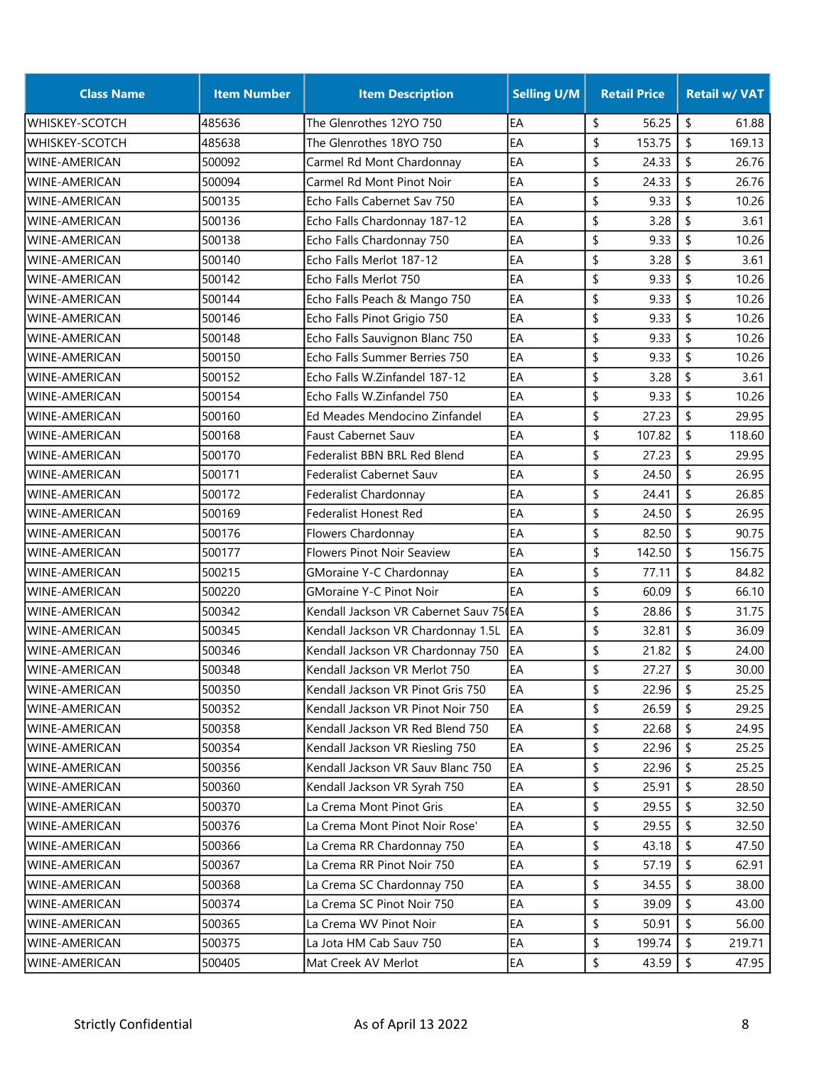| Class Name | Item Number | Item Description | Selling U/M | Retail Price | Retail w/ VAT |
|---|---|---|---|---|---|
| WHISKEY-SCOTCH | 485636 | The Glenrothes 12YO 750 | EA | $ 56.25 | $ 61.88 |
| WHISKEY-SCOTCH | 485638 | The Glenrothes 18YO 750 | EA | $ 153.75 | $ 169.13 |
| WINE-AMERICAN | 500092 | Carmel Rd Mont Chardonnay | EA | $ 24.33 | $ 26.76 |
| WINE-AMERICAN | 500094 | Carmel Rd Mont Pinot Noir | EA | $ 24.33 | $ 26.76 |
| WINE-AMERICAN | 500135 | Echo Falls Cabernet Sav 750 | EA | $ 9.33 | $ 10.26 |
| WINE-AMERICAN | 500136 | Echo Falls Chardonnay 187-12 | EA | $ 3.28 | $ 3.61 |
| WINE-AMERICAN | 500138 | Echo Falls Chardonnay 750 | EA | $ 9.33 | $ 10.26 |
| WINE-AMERICAN | 500140 | Echo Falls Merlot 187-12 | EA | $ 3.28 | $ 3.61 |
| WINE-AMERICAN | 500142 | Echo Falls Merlot 750 | EA | $ 9.33 | $ 10.26 |
| WINE-AMERICAN | 500144 | Echo Falls Peach & Mango 750 | EA | $ 9.33 | $ 10.26 |
| WINE-AMERICAN | 500146 | Echo Falls Pinot Grigio 750 | EA | $ 9.33 | $ 10.26 |
| WINE-AMERICAN | 500148 | Echo Falls Sauvignon Blanc 750 | EA | $ 9.33 | $ 10.26 |
| WINE-AMERICAN | 500150 | Echo Falls Summer Berries 750 | EA | $ 9.33 | $ 10.26 |
| WINE-AMERICAN | 500152 | Echo Falls W.Zinfandel 187-12 | EA | $ 3.28 | $ 3.61 |
| WINE-AMERICAN | 500154 | Echo Falls W.Zinfandel 750 | EA | $ 9.33 | $ 10.26 |
| WINE-AMERICAN | 500160 | Ed Meades Mendocino Zinfandel | EA | $ 27.23 | $ 29.95 |
| WINE-AMERICAN | 500168 | Faust Cabernet Sauv | EA | $ 107.82 | $ 118.60 |
| WINE-AMERICAN | 500170 | Federalist BBN BRL Red Blend | EA | $ 27.23 | $ 29.95 |
| WINE-AMERICAN | 500171 | Federalist Cabernet Sauv | EA | $ 24.50 | $ 26.95 |
| WINE-AMERICAN | 500172 | Federalist Chardonnay | EA | $ 24.41 | $ 26.85 |
| WINE-AMERICAN | 500169 | Federalist Honest Red | EA | $ 24.50 | $ 26.95 |
| WINE-AMERICAN | 500176 | Flowers Chardonnay | EA | $ 82.50 | $ 90.75 |
| WINE-AMERICAN | 500177 | Flowers Pinot Noir Seaview | EA | $ 142.50 | $ 156.75 |
| WINE-AMERICAN | 500215 | GMoraine Y-C Chardonnay | EA | $ 77.11 | $ 84.82 |
| WINE-AMERICAN | 500220 | GMoraine Y-C Pinot Noir | EA | $ 60.09 | $ 66.10 |
| WINE-AMERICAN | 500342 | Kendall Jackson VR Cabernet Sauv 750 | EA | $ 28.86 | $ 31.75 |
| WINE-AMERICAN | 500345 | Kendall Jackson VR Chardonnay 1.5L | EA | $ 32.81 | $ 36.09 |
| WINE-AMERICAN | 500346 | Kendall Jackson VR Chardonnay 750 | EA | $ 21.82 | $ 24.00 |
| WINE-AMERICAN | 500348 | Kendall Jackson VR Merlot 750 | EA | $ 27.27 | $ 30.00 |
| WINE-AMERICAN | 500350 | Kendall Jackson VR Pinot Gris 750 | EA | $ 22.96 | $ 25.25 |
| WINE-AMERICAN | 500352 | Kendall Jackson VR Pinot Noir 750 | EA | $ 26.59 | $ 29.25 |
| WINE-AMERICAN | 500358 | Kendall Jackson VR Red Blend 750 | EA | $ 22.68 | $ 24.95 |
| WINE-AMERICAN | 500354 | Kendall Jackson VR Riesling 750 | EA | $ 22.96 | $ 25.25 |
| WINE-AMERICAN | 500356 | Kendall Jackson VR Sauv Blanc 750 | EA | $ 22.96 | $ 25.25 |
| WINE-AMERICAN | 500360 | Kendall Jackson VR Syrah 750 | EA | $ 25.91 | $ 28.50 |
| WINE-AMERICAN | 500370 | La Crema Mont Pinot Gris | EA | $ 29.55 | $ 32.50 |
| WINE-AMERICAN | 500376 | La Crema Mont Pinot Noir Rose' | EA | $ 29.55 | $ 32.50 |
| WINE-AMERICAN | 500366 | La Crema RR Chardonnay 750 | EA | $ 43.18 | $ 47.50 |
| WINE-AMERICAN | 500367 | La Crema RR Pinot Noir 750 | EA | $ 57.19 | $ 62.91 |
| WINE-AMERICAN | 500368 | La Crema SC Chardonnay 750 | EA | $ 34.55 | $ 38.00 |
| WINE-AMERICAN | 500374 | La Crema SC Pinot Noir 750 | EA | $ 39.09 | $ 43.00 |
| WINE-AMERICAN | 500365 | La Crema WV Pinot Noir | EA | $ 50.91 | $ 56.00 |
| WINE-AMERICAN | 500375 | La Jota HM Cab Sauv 750 | EA | $ 199.74 | $ 219.71 |
| WINE-AMERICAN | 500405 | Mat Creek AV Merlot | EA | $ 43.59 | $ 47.95 |

Strictly Confidential  As of April 13 2022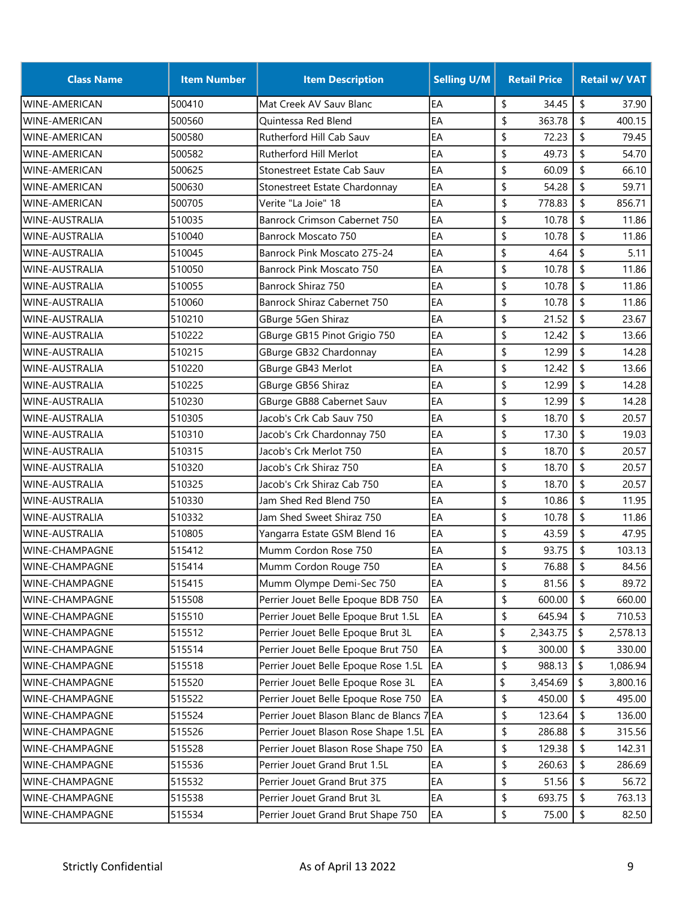| Class Name | Item Number | Item Description | Selling U/M | Retail Price | Retail w/ VAT |
|---|---|---|---|---|---|
| WINE-AMERICAN | 500410 | Mat Creek AV Sauv Blanc | EA | $ 34.45 | $ 37.90 |
| WINE-AMERICAN | 500560 | Quintessa Red Blend | EA | $ 363.78 | $ 400.15 |
| WINE-AMERICAN | 500580 | Rutherford Hill Cab Sauv | EA | $ 72.23 | $ 79.45 |
| WINE-AMERICAN | 500582 | Rutherford Hill Merlot | EA | $ 49.73 | $ 54.70 |
| WINE-AMERICAN | 500625 | Stonestreet Estate Cab Sauv | EA | $ 60.09 | $ 66.10 |
| WINE-AMERICAN | 500630 | Stonestreet Estate Chardonnay | EA | $ 54.28 | $ 59.71 |
| WINE-AMERICAN | 500705 | Verite "La Joie" 18 | EA | $ 778.83 | $ 856.71 |
| WINE-AUSTRALIA | 510035 | Banrock Crimson Cabernet 750 | EA | $ 10.78 | $ 11.86 |
| WINE-AUSTRALIA | 510040 | Banrock Moscato 750 | EA | $ 10.78 | $ 11.86 |
| WINE-AUSTRALIA | 510045 | Banrock Pink Moscato 275-24 | EA | $ 4.64 | $ 5.11 |
| WINE-AUSTRALIA | 510050 | Banrock Pink Moscato 750 | EA | $ 10.78 | $ 11.86 |
| WINE-AUSTRALIA | 510055 | Banrock Shiraz 750 | EA | $ 10.78 | $ 11.86 |
| WINE-AUSTRALIA | 510060 | Banrock Shiraz Cabernet 750 | EA | $ 10.78 | $ 11.86 |
| WINE-AUSTRALIA | 510210 | GBurge 5Gen Shiraz | EA | $ 21.52 | $ 23.67 |
| WINE-AUSTRALIA | 510222 | GBurge GB15 Pinot Grigio 750 | EA | $ 12.42 | $ 13.66 |
| WINE-AUSTRALIA | 510215 | GBurge GB32 Chardonnay | EA | $ 12.99 | $ 14.28 |
| WINE-AUSTRALIA | 510220 | GBurge GB43 Merlot | EA | $ 12.42 | $ 13.66 |
| WINE-AUSTRALIA | 510225 | GBurge GB56 Shiraz | EA | $ 12.99 | $ 14.28 |
| WINE-AUSTRALIA | 510230 | GBurge GB88 Cabernet Sauv | EA | $ 12.99 | $ 14.28 |
| WINE-AUSTRALIA | 510305 | Jacob's Crk Cab Sauv 750 | EA | $ 18.70 | $ 20.57 |
| WINE-AUSTRALIA | 510310 | Jacob's Crk Chardonnay 750 | EA | $ 17.30 | $ 19.03 |
| WINE-AUSTRALIA | 510315 | Jacob's Crk Merlot 750 | EA | $ 18.70 | $ 20.57 |
| WINE-AUSTRALIA | 510320 | Jacob's Crk Shiraz 750 | EA | $ 18.70 | $ 20.57 |
| WINE-AUSTRALIA | 510325 | Jacob's Crk Shiraz Cab 750 | EA | $ 18.70 | $ 20.57 |
| WINE-AUSTRALIA | 510330 | Jam Shed Red Blend 750 | EA | $ 10.86 | $ 11.95 |
| WINE-AUSTRALIA | 510332 | Jam Shed Sweet Shiraz 750 | EA | $ 10.78 | $ 11.86 |
| WINE-AUSTRALIA | 510805 | Yangarra Estate GSM Blend 16 | EA | $ 43.59 | $ 47.95 |
| WINE-CHAMPAGNE | 515412 | Mumm Cordon Rose 750 | EA | $ 93.75 | $ 103.13 |
| WINE-CHAMPAGNE | 515414 | Mumm Cordon Rouge 750 | EA | $ 76.88 | $ 84.56 |
| WINE-CHAMPAGNE | 515415 | Mumm Olympe Demi-Sec 750 | EA | $ 81.56 | $ 89.72 |
| WINE-CHAMPAGNE | 515508 | Perrier Jouet Belle Epoque BDB 750 | EA | $ 600.00 | $ 660.00 |
| WINE-CHAMPAGNE | 515510 | Perrier Jouet Belle Epoque Brut 1.5L | EA | $ 645.94 | $ 710.53 |
| WINE-CHAMPAGNE | 515512 | Perrier Jouet Belle Epoque Brut 3L | EA | $ 2,343.75 | $ 2,578.13 |
| WINE-CHAMPAGNE | 515514 | Perrier Jouet Belle Epoque Brut 750 | EA | $ 300.00 | $ 330.00 |
| WINE-CHAMPAGNE | 515518 | Perrier Jouet Belle Epoque Rose 1.5L | EA | $ 988.13 | $ 1,086.94 |
| WINE-CHAMPAGNE | 515520 | Perrier Jouet Belle Epoque Rose 3L | EA | $ 3,454.69 | $ 3,800.16 |
| WINE-CHAMPAGNE | 515522 | Perrier Jouet Belle Epoque Rose 750 | EA | $ 450.00 | $ 495.00 |
| WINE-CHAMPAGNE | 515524 | Perrier Jouet Blason Blanc de Blancs 7 | EA | $ 123.64 | $ 136.00 |
| WINE-CHAMPAGNE | 515526 | Perrier Jouet Blason Rose Shape 1.5L | EA | $ 286.88 | $ 315.56 |
| WINE-CHAMPAGNE | 515528 | Perrier Jouet Blason Rose Shape 750 | EA | $ 129.38 | $ 142.31 |
| WINE-CHAMPAGNE | 515536 | Perrier Jouet Grand Brut 1.5L | EA | $ 260.63 | $ 286.69 |
| WINE-CHAMPAGNE | 515532 | Perrier Jouet Grand Brut 375 | EA | $ 51.56 | $ 56.72 |
| WINE-CHAMPAGNE | 515538 | Perrier Jouet Grand Brut 3L | EA | $ 693.75 | $ 763.13 |
| WINE-CHAMPAGNE | 515534 | Perrier Jouet Grand Brut Shape 750 | EA | $ 75.00 | $ 82.50 |

Strictly Confidential — As of April 13 2022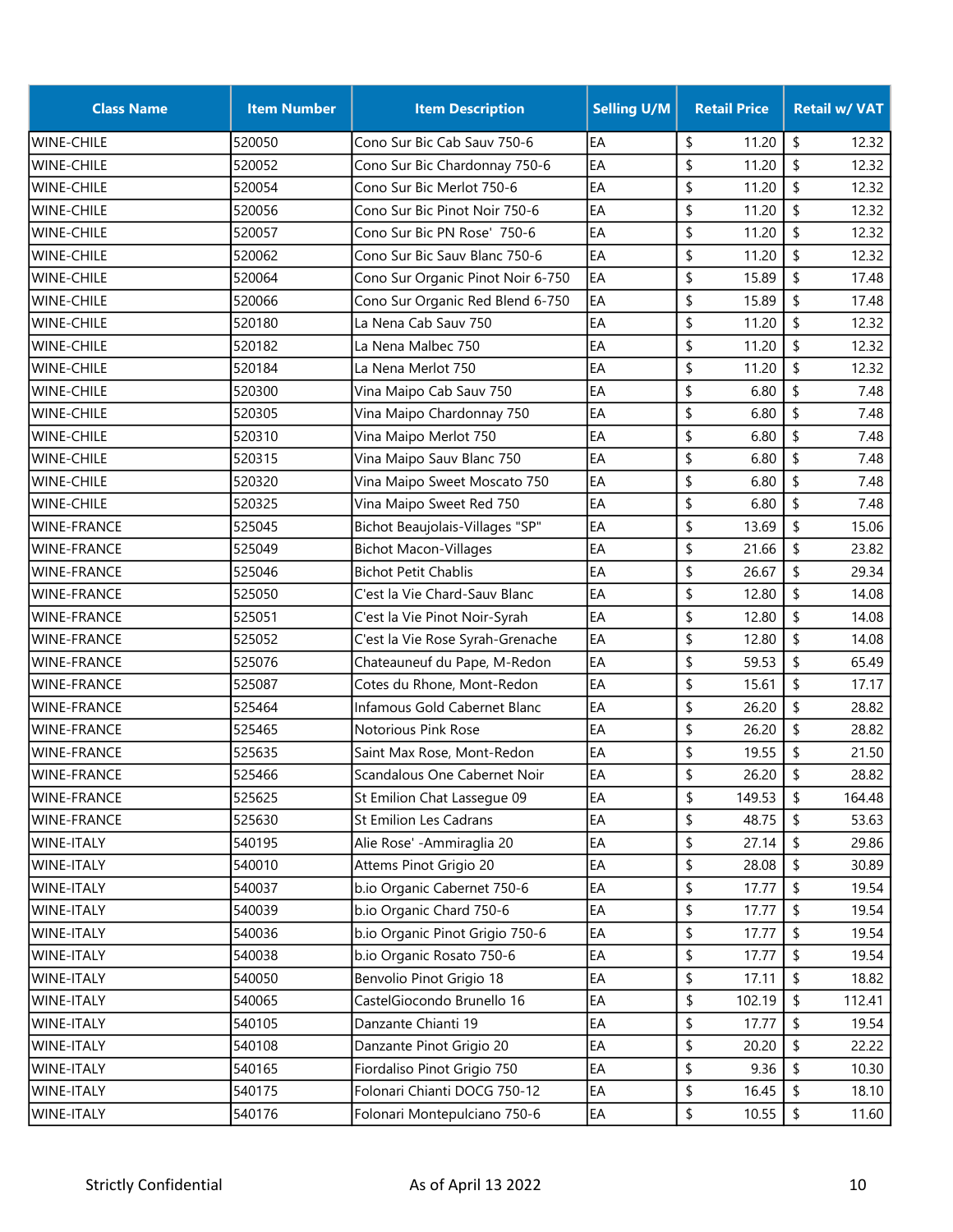| Class Name | Item Number | Item Description | Selling U/M | Retail Price | Retail w/ VAT |
|---|---|---|---|---|---|
| WINE-CHILE | 520050 | Cono Sur Bic Cab Sauv 750-6 | EA | $ 11.20 | $ 12.32 |
| WINE-CHILE | 520052 | Cono Sur Bic Chardonnay 750-6 | EA | $ 11.20 | $ 12.32 |
| WINE-CHILE | 520054 | Cono Sur Bic Merlot 750-6 | EA | $ 11.20 | $ 12.32 |
| WINE-CHILE | 520056 | Cono Sur Bic Pinot Noir 750-6 | EA | $ 11.20 | $ 12.32 |
| WINE-CHILE | 520057 | Cono Sur Bic PN Rose' 750-6 | EA | $ 11.20 | $ 12.32 |
| WINE-CHILE | 520062 | Cono Sur Bic Sauv Blanc 750-6 | EA | $ 11.20 | $ 12.32 |
| WINE-CHILE | 520064 | Cono Sur Organic Pinot Noir 6-750 | EA | $ 15.89 | $ 17.48 |
| WINE-CHILE | 520066 | Cono Sur Organic Red Blend 6-750 | EA | $ 15.89 | $ 17.48 |
| WINE-CHILE | 520180 | La Nena Cab Sauv 750 | EA | $ 11.20 | $ 12.32 |
| WINE-CHILE | 520182 | La Nena Malbec 750 | EA | $ 11.20 | $ 12.32 |
| WINE-CHILE | 520184 | La Nena Merlot 750 | EA | $ 11.20 | $ 12.32 |
| WINE-CHILE | 520300 | Vina Maipo Cab Sauv 750 | EA | $ 6.80 | $ 7.48 |
| WINE-CHILE | 520305 | Vina Maipo Chardonnay 750 | EA | $ 6.80 | $ 7.48 |
| WINE-CHILE | 520310 | Vina Maipo Merlot 750 | EA | $ 6.80 | $ 7.48 |
| WINE-CHILE | 520315 | Vina Maipo Sauv Blanc 750 | EA | $ 6.80 | $ 7.48 |
| WINE-CHILE | 520320 | Vina Maipo Sweet Moscato 750 | EA | $ 6.80 | $ 7.48 |
| WINE-CHILE | 520325 | Vina Maipo Sweet Red 750 | EA | $ 6.80 | $ 7.48 |
| WINE-FRANCE | 525045 | Bichot Beaujolais-Villages "SP" | EA | $ 13.69 | $ 15.06 |
| WINE-FRANCE | 525049 | Bichot Macon-Villages | EA | $ 21.66 | $ 23.82 |
| WINE-FRANCE | 525046 | Bichot Petit Chablis | EA | $ 26.67 | $ 29.34 |
| WINE-FRANCE | 525050 | C'est la Vie Chard-Sauv Blanc | EA | $ 12.80 | $ 14.08 |
| WINE-FRANCE | 525051 | C'est la Vie Pinot Noir-Syrah | EA | $ 12.80 | $ 14.08 |
| WINE-FRANCE | 525052 | C'est la Vie Rose Syrah-Grenache | EA | $ 12.80 | $ 14.08 |
| WINE-FRANCE | 525076 | Chateauneuf du Pape, M-Redon | EA | $ 59.53 | $ 65.49 |
| WINE-FRANCE | 525087 | Cotes du Rhone, Mont-Redon | EA | $ 15.61 | $ 17.17 |
| WINE-FRANCE | 525464 | Infamous Gold Cabernet Blanc | EA | $ 26.20 | $ 28.82 |
| WINE-FRANCE | 525465 | Notorious Pink Rose | EA | $ 26.20 | $ 28.82 |
| WINE-FRANCE | 525635 | Saint Max Rose, Mont-Redon | EA | $ 19.55 | $ 21.50 |
| WINE-FRANCE | 525466 | Scandalous One Cabernet Noir | EA | $ 26.20 | $ 28.82 |
| WINE-FRANCE | 525625 | St Emilion Chat Lassegue 09 | EA | $ 149.53 | $ 164.48 |
| WINE-FRANCE | 525630 | St Emilion Les Cadrans | EA | $ 48.75 | $ 53.63 |
| WINE-ITALY | 540195 | Alie Rose' -Ammiraglia 20 | EA | $ 27.14 | $ 29.86 |
| WINE-ITALY | 540010 | Attems Pinot Grigio 20 | EA | $ 28.08 | $ 30.89 |
| WINE-ITALY | 540037 | b.io Organic Cabernet 750-6 | EA | $ 17.77 | $ 19.54 |
| WINE-ITALY | 540039 | b.io Organic Chard 750-6 | EA | $ 17.77 | $ 19.54 |
| WINE-ITALY | 540036 | b.io Organic Pinot Grigio 750-6 | EA | $ 17.77 | $ 19.54 |
| WINE-ITALY | 540038 | b.io Organic Rosato 750-6 | EA | $ 17.77 | $ 19.54 |
| WINE-ITALY | 540050 | Benvolio Pinot Grigio 18 | EA | $ 17.11 | $ 18.82 |
| WINE-ITALY | 540065 | CastelGiocondo Brunello 16 | EA | $ 102.19 | $ 112.41 |
| WINE-ITALY | 540105 | Danzante Chianti 19 | EA | $ 17.77 | $ 19.54 |
| WINE-ITALY | 540108 | Danzante Pinot Grigio 20 | EA | $ 20.20 | $ 22.22 |
| WINE-ITALY | 540165 | Fiordaliso Pinot Grigio 750 | EA | $ 9.36 | $ 10.30 |
| WINE-ITALY | 540175 | Folonari Chianti DOCG 750-12 | EA | $ 16.45 | $ 18.10 |
| WINE-ITALY | 540176 | Folonari Montepulciano 750-6 | EA | $ 10.55 | $ 11.60 |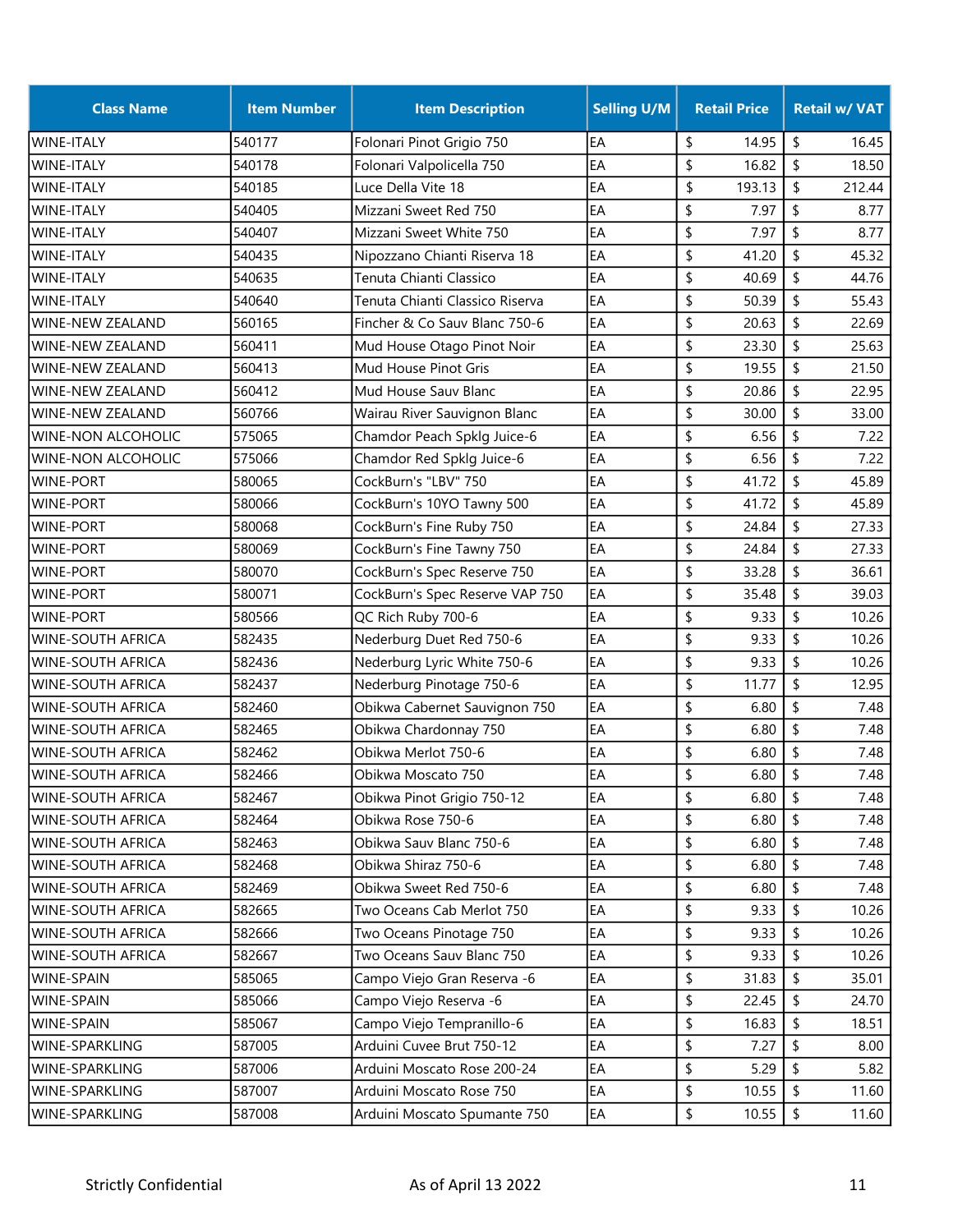| Class Name | Item Number | Item Description | Selling U/M | Retail Price | Retail w/ VAT |
| --- | --- | --- | --- | --- | --- |
| WINE-ITALY | 540177 | Folonari Pinot Grigio 750 | EA | $ 14.95 | $ 16.45 |
| WINE-ITALY | 540178 | Folonari Valpolicella 750 | EA | $ 16.82 | $ 18.50 |
| WINE-ITALY | 540185 | Luce Della Vite 18 | EA | $ 193.13 | $ 212.44 |
| WINE-ITALY | 540405 | Mizzani Sweet Red 750 | EA | $ 7.97 | $ 8.77 |
| WINE-ITALY | 540407 | Mizzani Sweet White 750 | EA | $ 7.97 | $ 8.77 |
| WINE-ITALY | 540435 | Nipozzano Chianti Riserva 18 | EA | $ 41.20 | $ 45.32 |
| WINE-ITALY | 540635 | Tenuta Chianti Classico | EA | $ 40.69 | $ 44.76 |
| WINE-ITALY | 540640 | Tenuta Chianti Classico Riserva | EA | $ 50.39 | $ 55.43 |
| WINE-NEW ZEALAND | 560165 | Fincher & Co Sauv Blanc 750-6 | EA | $ 20.63 | $ 22.69 |
| WINE-NEW ZEALAND | 560411 | Mud House Otago Pinot Noir | EA | $ 23.30 | $ 25.63 |
| WINE-NEW ZEALAND | 560413 | Mud House Pinot Gris | EA | $ 19.55 | $ 21.50 |
| WINE-NEW ZEALAND | 560412 | Mud House Sauv Blanc | EA | $ 20.86 | $ 22.95 |
| WINE-NEW ZEALAND | 560766 | Wairau River Sauvignon Blanc | EA | $ 30.00 | $ 33.00 |
| WINE-NON ALCOHOLIC | 575065 | Chamdor Peach Spklg Juice-6 | EA | $ 6.56 | $ 7.22 |
| WINE-NON ALCOHOLIC | 575066 | Chamdor Red Spklg Juice-6 | EA | $ 6.56 | $ 7.22 |
| WINE-PORT | 580065 | CockBurn's "LBV" 750 | EA | $ 41.72 | $ 45.89 |
| WINE-PORT | 580066 | CockBurn's 10YO Tawny 500 | EA | $ 41.72 | $ 45.89 |
| WINE-PORT | 580068 | CockBurn's Fine Ruby 750 | EA | $ 24.84 | $ 27.33 |
| WINE-PORT | 580069 | CockBurn's Fine Tawny 750 | EA | $ 24.84 | $ 27.33 |
| WINE-PORT | 580070 | CockBurn's Spec Reserve 750 | EA | $ 33.28 | $ 36.61 |
| WINE-PORT | 580071 | CockBurn's Spec Reserve VAP 750 | EA | $ 35.48 | $ 39.03 |
| WINE-PORT | 580566 | QC Rich Ruby 700-6 | EA | $ 9.33 | $ 10.26 |
| WINE-SOUTH AFRICA | 582435 | Nederburg Duet Red 750-6 | EA | $ 9.33 | $ 10.26 |
| WINE-SOUTH AFRICA | 582436 | Nederburg Lyric White 750-6 | EA | $ 9.33 | $ 10.26 |
| WINE-SOUTH AFRICA | 582437 | Nederburg Pinotage 750-6 | EA | $ 11.77 | $ 12.95 |
| WINE-SOUTH AFRICA | 582460 | Obikwa Cabernet Sauvignon 750 | EA | $ 6.80 | $ 7.48 |
| WINE-SOUTH AFRICA | 582465 | Obikwa Chardonnay 750 | EA | $ 6.80 | $ 7.48 |
| WINE-SOUTH AFRICA | 582462 | Obikwa Merlot 750-6 | EA | $ 6.80 | $ 7.48 |
| WINE-SOUTH AFRICA | 582466 | Obikwa Moscato 750 | EA | $ 6.80 | $ 7.48 |
| WINE-SOUTH AFRICA | 582467 | Obikwa Pinot Grigio 750-12 | EA | $ 6.80 | $ 7.48 |
| WINE-SOUTH AFRICA | 582464 | Obikwa Rose 750-6 | EA | $ 6.80 | $ 7.48 |
| WINE-SOUTH AFRICA | 582463 | Obikwa Sauv Blanc 750-6 | EA | $ 6.80 | $ 7.48 |
| WINE-SOUTH AFRICA | 582468 | Obikwa Shiraz 750-6 | EA | $ 6.80 | $ 7.48 |
| WINE-SOUTH AFRICA | 582469 | Obikwa Sweet Red 750-6 | EA | $ 6.80 | $ 7.48 |
| WINE-SOUTH AFRICA | 582665 | Two Oceans Cab Merlot 750 | EA | $ 9.33 | $ 10.26 |
| WINE-SOUTH AFRICA | 582666 | Two Oceans Pinotage 750 | EA | $ 9.33 | $ 10.26 |
| WINE-SOUTH AFRICA | 582667 | Two Oceans Sauv Blanc 750 | EA | $ 9.33 | $ 10.26 |
| WINE-SPAIN | 585065 | Campo Viejo Gran Reserva -6 | EA | $ 31.83 | $ 35.01 |
| WINE-SPAIN | 585066 | Campo Viejo Reserva -6 | EA | $ 22.45 | $ 24.70 |
| WINE-SPAIN | 585067 | Campo Viejo Tempranillo-6 | EA | $ 16.83 | $ 18.51 |
| WINE-SPARKLING | 587005 | Arduini Cuvee Brut 750-12 | EA | $ 7.27 | $ 8.00 |
| WINE-SPARKLING | 587006 | Arduini Moscato Rose 200-24 | EA | $ 5.29 | $ 5.82 |
| WINE-SPARKLING | 587007 | Arduini Moscato Rose 750 | EA | $ 10.55 | $ 11.60 |
| WINE-SPARKLING | 587008 | Arduini Moscato Spumante 750 | EA | $ 10.55 | $ 11.60 |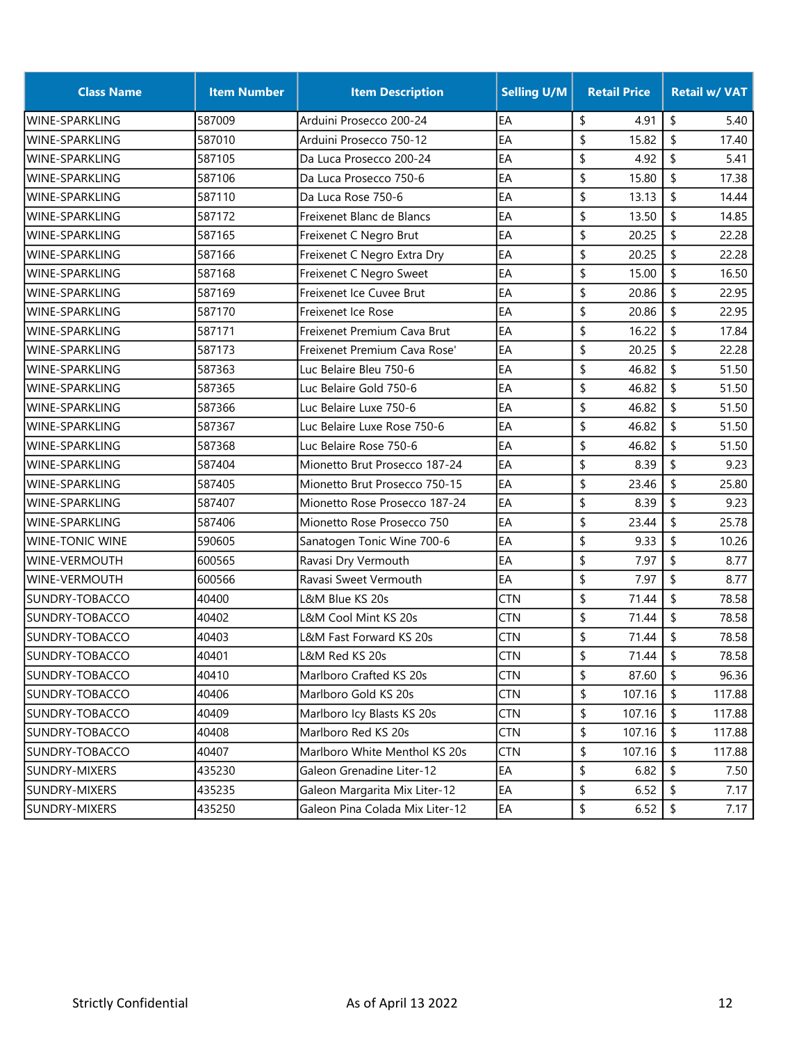| Class Name | Item Number | Item Description | Selling U/M | Retail Price | Retail w/ VAT |
|---|---|---|---|---|---|
| WINE-SPARKLING | 587009 | Arduini Prosecco 200-24 | EA | $ 4.91 | $ 5.40 |
| WINE-SPARKLING | 587010 | Arduini Prosecco 750-12 | EA | $ 15.82 | $ 17.40 |
| WINE-SPARKLING | 587105 | Da Luca Prosecco 200-24 | EA | $ 4.92 | $ 5.41 |
| WINE-SPARKLING | 587106 | Da Luca Prosecco 750-6 | EA | $ 15.80 | $ 17.38 |
| WINE-SPARKLING | 587110 | Da Luca Rose 750-6 | EA | $ 13.13 | $ 14.44 |
| WINE-SPARKLING | 587172 | Freixenet Blanc de Blancs | EA | $ 13.50 | $ 14.85 |
| WINE-SPARKLING | 587165 | Freixenet C Negro Brut | EA | $ 20.25 | $ 22.28 |
| WINE-SPARKLING | 587166 | Freixenet C Negro Extra Dry | EA | $ 20.25 | $ 22.28 |
| WINE-SPARKLING | 587168 | Freixenet C Negro Sweet | EA | $ 15.00 | $ 16.50 |
| WINE-SPARKLING | 587169 | Freixenet Ice Cuvee Brut | EA | $ 20.86 | $ 22.95 |
| WINE-SPARKLING | 587170 | Freixenet Ice Rose | EA | $ 20.86 | $ 22.95 |
| WINE-SPARKLING | 587171 | Freixenet Premium Cava Brut | EA | $ 16.22 | $ 17.84 |
| WINE-SPARKLING | 587173 | Freixenet Premium Cava Rose' | EA | $ 20.25 | $ 22.28 |
| WINE-SPARKLING | 587363 | Luc Belaire Bleu 750-6 | EA | $ 46.82 | $ 51.50 |
| WINE-SPARKLING | 587365 | Luc Belaire Gold 750-6 | EA | $ 46.82 | $ 51.50 |
| WINE-SPARKLING | 587366 | Luc Belaire Luxe 750-6 | EA | $ 46.82 | $ 51.50 |
| WINE-SPARKLING | 587367 | Luc Belaire Luxe Rose 750-6 | EA | $ 46.82 | $ 51.50 |
| WINE-SPARKLING | 587368 | Luc Belaire Rose 750-6 | EA | $ 46.82 | $ 51.50 |
| WINE-SPARKLING | 587404 | Mionetto Brut Prosecco 187-24 | EA | $ 8.39 | $ 9.23 |
| WINE-SPARKLING | 587405 | Mionetto Brut Prosecco 750-15 | EA | $ 23.46 | $ 25.80 |
| WINE-SPARKLING | 587407 | Mionetto Rose Prosecco 187-24 | EA | $ 8.39 | $ 9.23 |
| WINE-SPARKLING | 587406 | Mionetto Rose Prosecco 750 | EA | $ 23.44 | $ 25.78 |
| WINE-TONIC WINE | 590605 | Sanatogen Tonic Wine 700-6 | EA | $ 9.33 | $ 10.26 |
| WINE-VERMOUTH | 600565 | Ravasi Dry Vermouth | EA | $ 7.97 | $ 8.77 |
| WINE-VERMOUTH | 600566 | Ravasi Sweet Vermouth | EA | $ 7.97 | $ 8.77 |
| SUNDRY-TOBACCO | 40400 | L&M Blue KS 20s | CTN | $ 71.44 | $ 78.58 |
| SUNDRY-TOBACCO | 40402 | L&M Cool Mint KS 20s | CTN | $ 71.44 | $ 78.58 |
| SUNDRY-TOBACCO | 40403 | L&M Fast Forward KS 20s | CTN | $ 71.44 | $ 78.58 |
| SUNDRY-TOBACCO | 40401 | L&M Red KS 20s | CTN | $ 71.44 | $ 78.58 |
| SUNDRY-TOBACCO | 40410 | Marlboro Crafted KS 20s | CTN | $ 87.60 | $ 96.36 |
| SUNDRY-TOBACCO | 40406 | Marlboro Gold KS 20s | CTN | $ 107.16 | $ 117.88 |
| SUNDRY-TOBACCO | 40409 | Marlboro Icy Blasts KS 20s | CTN | $ 107.16 | $ 117.88 |
| SUNDRY-TOBACCO | 40408 | Marlboro Red KS 20s | CTN | $ 107.16 | $ 117.88 |
| SUNDRY-TOBACCO | 40407 | Marlboro White Menthol KS 20s | CTN | $ 107.16 | $ 117.88 |
| SUNDRY-MIXERS | 435230 | Galeon Grenadine Liter-12 | EA | $ 6.82 | $ 7.50 |
| SUNDRY-MIXERS | 435235 | Galeon Margarita Mix Liter-12 | EA | $ 6.52 | $ 7.17 |
| SUNDRY-MIXERS | 435250 | Galeon Pina Colada Mix Liter-12 | EA | $ 6.52 | $ 7.17 |

Strictly Confidential As of April 13 2022